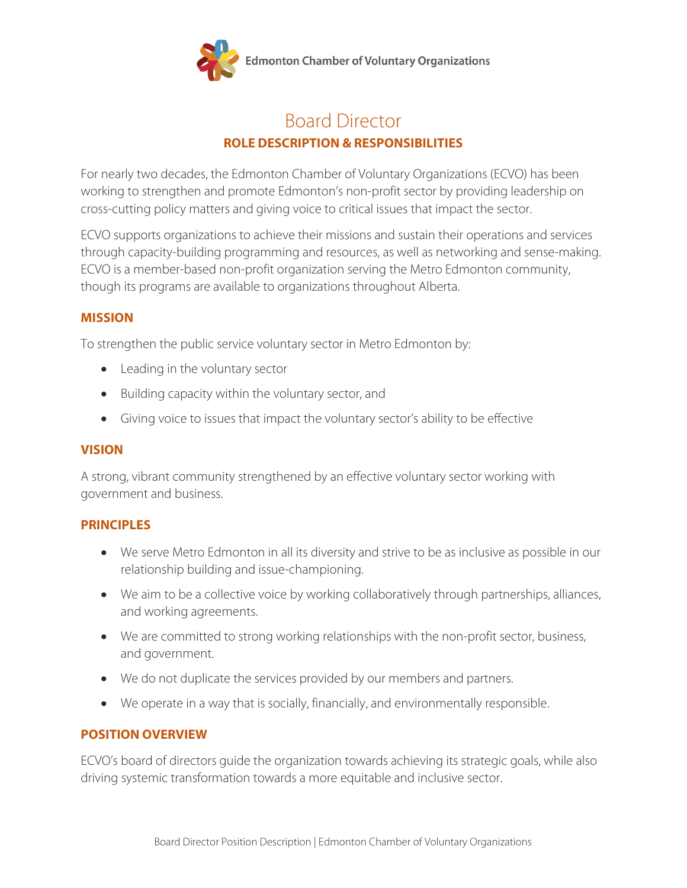Edmonton Chamber of Voluntary Organizations

# Board Director

## ROLE DESCRIPTION & RESPONSIBILITIES

For nearly two decades, the Edmonton Chamber of Voluntary Organizations (ECVO) has been working to strengthen and promote Edmonton's non-profit sector by providing leadership on cross-cutting policy matters and giving voice to critical issues that impact the sector.

ECVO supports organizations to achieve their missions and sustain their operations and services through capacity-building programming and resources, as well as networking and sense-making. ECVO is a member-based non-profit organization serving the Metro Edmonton community, though its programs are available to organizations throughout Alberta.

### MISSION

To strengthen the public service voluntary sector in Metro Edmonton by:

- Leading in the voluntary sector
- Building capacity within the voluntary sector, and
- Giving voice to issues that impact the voluntary sector's ability to be effective

### VISION

A strong, vibrant community strengthened by an effective voluntary sector working with government and business.

### PRINCIPLES

- We serve Metro Edmonton in all its diversity and strive to be as inclusive as possible in our relationship building and issue-championing.
- We aim to be a collective voice by working collaboratively through partnerships, alliances, and working agreements.
- We are committed to strong working relationships with the non-profit sector, business, and government.
- We do not duplicate the services provided by our members and partners.
- We operate in a way that is socially, financially, and environmentally responsible.

### POSITION OVERVIEW

ECVO's board of directors guide the organization towards achieving its strategic goals, while also driving systemic transformation towards a more equitable and inclusive sector.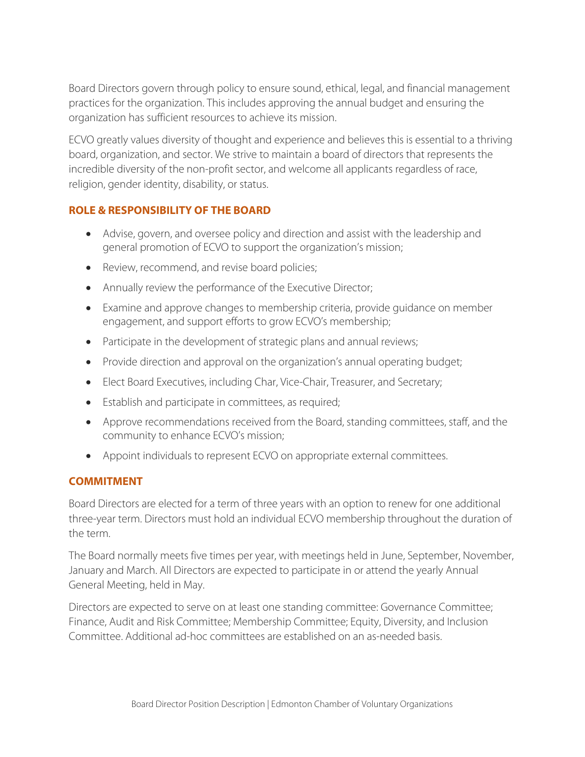Board Directors govern through policy to ensure sound, ethical, legal, and financial management practices for the organization. This includes approving the annual budget and ensuring the organization has sufficient resources to achieve its mission.

ECVO greatly values diversity of thought and experience and believes this is essential to a thriving board, organization, and sector. We strive to maintain a board of directors that represents the incredible diversity of the non-profit sector, and welcome all applicants regardless of race, religion, gender identity, disability, or status.

## ROLE & RESPONSIBILITY OF THE BOARD

- Advise, govern, and oversee policy and direction and assist with the leadership and general promotion of ECVO to support the organization's mission;
- Review, recommend, and revise board policies;
- Annually review the performance of the Executive Director;
- Examine and approve changes to membership criteria, provide guidance on member engagement, and support efforts to grow ECVO's membership;
- Participate in the development of strategic plans and annual reviews;
- Provide direction and approval on the organization's annual operating budget;
- Elect Board Executives, including Char, Vice-Chair, Treasurer, and Secretary;
- Establish and participate in committees, as required;
- Approve recommendations received from the Board, standing committees, staff, and the community to enhance ECVO's mission;
- Appoint individuals to represent ECVO on appropriate external committees.

## COMMITMENT

Board Directors are elected for a term of three years with an option to renew for one additional three-year term. Directors must hold an individual ECVO membership throughout the duration of the term.

The Board normally meets five times per year, with meetings held in June, September, November, January and March. All Directors are expected to participate in or attend the yearly Annual General Meeting, held in May.

Directors are expected to serve on at least one standing committee: Governance Committee; Finance, Audit and Risk Committee; Membership Committee; Equity, Diversity, and Inclusion Committee. Additional ad-hoc committees are established on an as-needed basis.